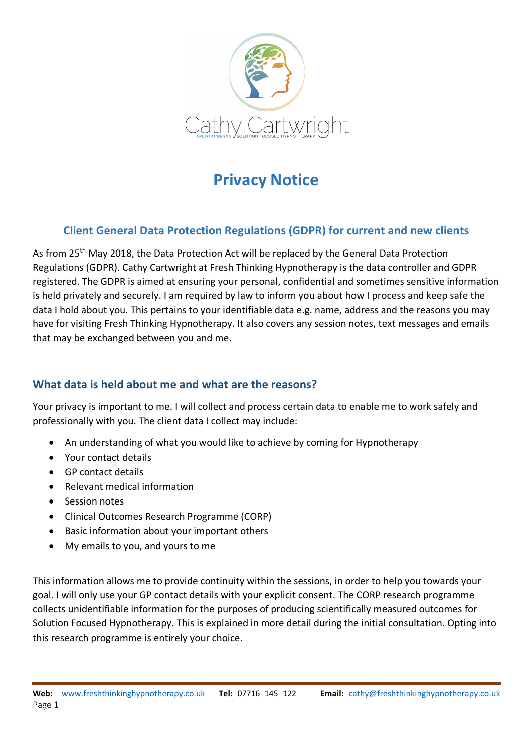Cathy Cartwright
FRESH THINKING SOLUTION FOCUSED HYPNOTHERAPY

# Privacy Notice

## Client General Data Protection Regulations (GDPR) for current and new clients

As from 25th May 2018, the Data Protection Act will be replaced by the General Data Protection Regulations (GDPR). Cathy Cartwright at Fresh Thinking Hypnotherapy is the data controller and GDPR registered. The GDPR is aimed at ensuring your personal, confidential and sometimes sensitive information is held privately and securely. I am required by law to inform you about how I process and keep safe the data I hold about you. This pertains to your identifiable data e.g. name, address and the reasons you may have for visiting Fresh Thinking Hypnotherapy. It also covers any session notes, text messages and emails that may be exchanged between you and me.

## What data is held about me and what are the reasons?

Your privacy is important to me. I will collect and process certain data to enable me to work safely and professionally with you. The client data I collect may include:

- An understanding of what you would like to achieve by coming for Hypnotherapy
- Your contact details
- GP contact details
- Relevant medical information
- Session notes
- Clinical Outcomes Research Programme (CORP)
- Basic information about your important others
- My emails to you, and yours to me

This information allows me to provide continuity within the sessions, in order to help you towards your goal. I will only use your GP contact details with your explicit consent. The CORP research programme collects unidentifiable information for the purposes of producing scientifically measured outcomes for Solution Focused Hypnotherapy. This is explained in more detail during the initial consultation. Opting into this research programme is entirely your choice.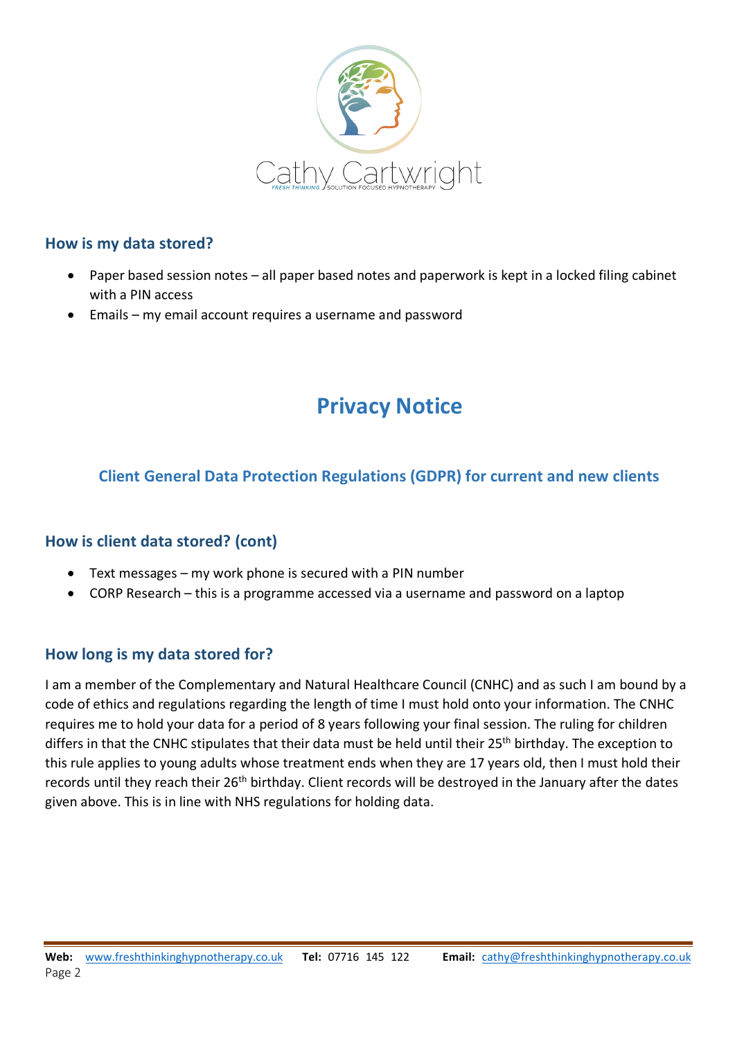## How is my data stored?

- Paper based session notes – all paper based notes and paperwork is kept in a locked filing cabinet with a PIN access
- Emails – my email account requires a username and password

# Privacy Notice

### Client General Data Protection Regulations (GDPR) for current and new clients

## How is client data stored? (cont)

- Text messages – my work phone is secured with a PIN number
- CORP Research – this is a programme accessed via a username and password on a laptop

## How long is my data stored for?

I am a member of the Complementary and Natural Healthcare Council (CNHC) and as such I am bound by a code of ethics and regulations regarding the length of time I must hold onto your information. The CNHC requires me to hold your data for a period of 8 years following your final session. The ruling for children differs in that the CNHC stipulates that their data must be held until their 25th birthday. The exception to this rule applies to young adults whose treatment ends when they are 17 years old, then I must hold their records until they reach their 26th birthday. Client records will be destroyed in the January after the dates given above. This is in line with NHS regulations for holding data.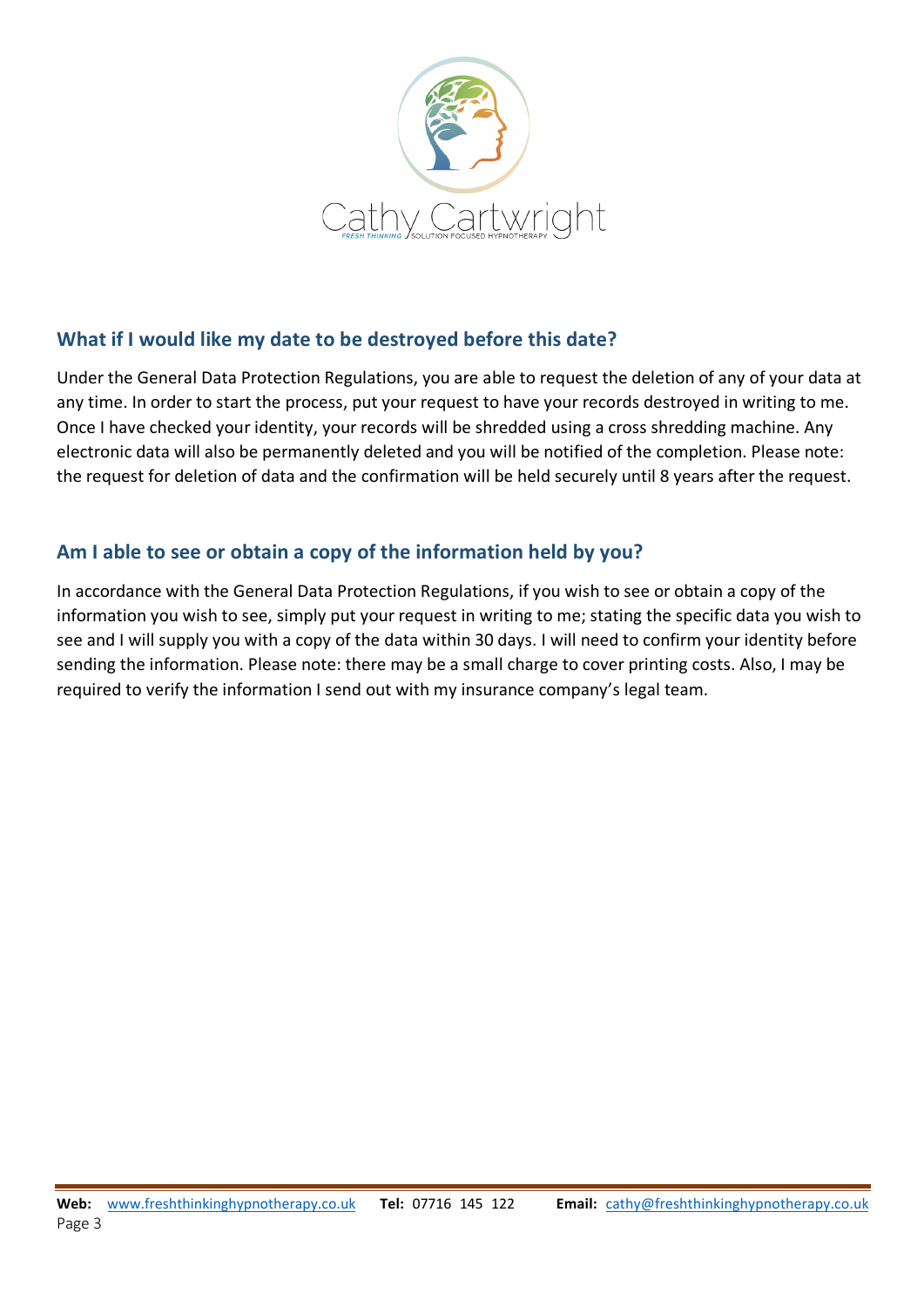## What if I would like my date to be destroyed before this date?

Under the General Data Protection Regulations, you are able to request the deletion of any of your data at any time. In order to start the process, put your request to have your records destroyed in writing to me. Once I have checked your identity, your records will be shredded using a cross shredding machine. Any electronic data will also be permanently deleted and you will be notified of the completion. Please note: the request for deletion of data and the confirmation will be held securely until 8 years after the request.

## Am I able to see or obtain a copy of the information held by you?

In accordance with the General Data Protection Regulations, if you wish to see or obtain a copy of the information you wish to see, simply put your request in writing to me; stating the specific data you wish to see and I will supply you with a copy of the data within 30 days. I will need to confirm your identity before sending the information. Please note: there may be a small charge to cover printing costs. Also, I may be required to verify the information I send out with my insurance company's legal team.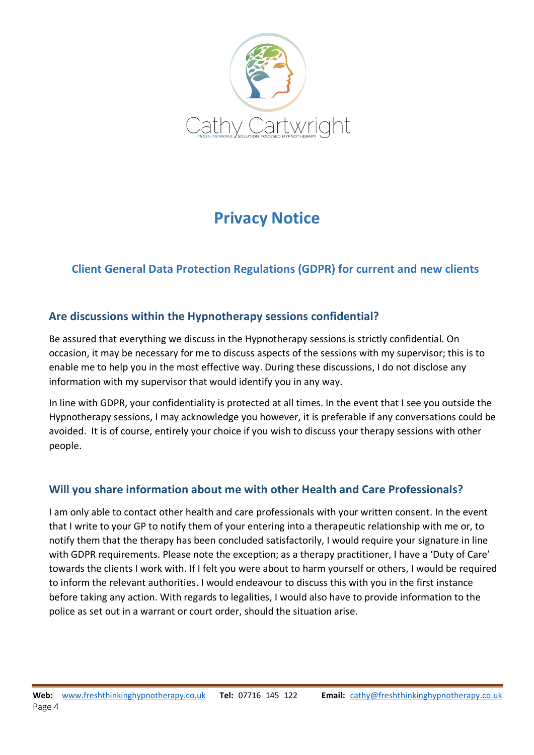Cathy Cartwright

FRESH THINKING SOLUTION FOCUSED HYPNOTHERAPY

# Privacy Notice

## Client General Data Protection Regulations (GDPR) for current and new clients

### Are discussions within the Hypnotherapy sessions confidential?

Be assured that everything we discuss in the Hypnotherapy sessions is strictly confidential. On occasion, it may be necessary for me to discuss aspects of the sessions with my supervisor; this is to enable me to help you in the most effective way. During these discussions, I do not disclose any information with my supervisor that would identify you in any way.

In line with GDPR, your confidentiality is protected at all times. In the event that I see you outside the Hypnotherapy sessions, I may acknowledge you however, it is preferable if any conversations could be avoided. It is of course, entirely your choice if you wish to discuss your therapy sessions with other people.

### Will you share information about me with other Health and Care Professionals?

I am only able to contact other health and care professionals with your written consent. In the event that I write to your GP to notify them of your entering into a therapeutic relationship with me or, to notify them that the therapy has been concluded satisfactorily, I would require your signature in line with GDPR requirements. Please note the exception; as a therapy practitioner, I have a 'Duty of Care' towards the clients I work with. If I felt you were about to harm yourself or others, I would be required to inform the relevant authorities. I would endeavour to discuss this with you in the first instance before taking any action. With regards to legalities, I would also have to provide information to the police as set out in a warrant or court order, should the situation arise.

**Web:** www.freshthinkinghypnotherapy.co.uk **Tel:** 07716 145 122 **Email:** cathy@freshthinkinghypnotherapy.co.uk